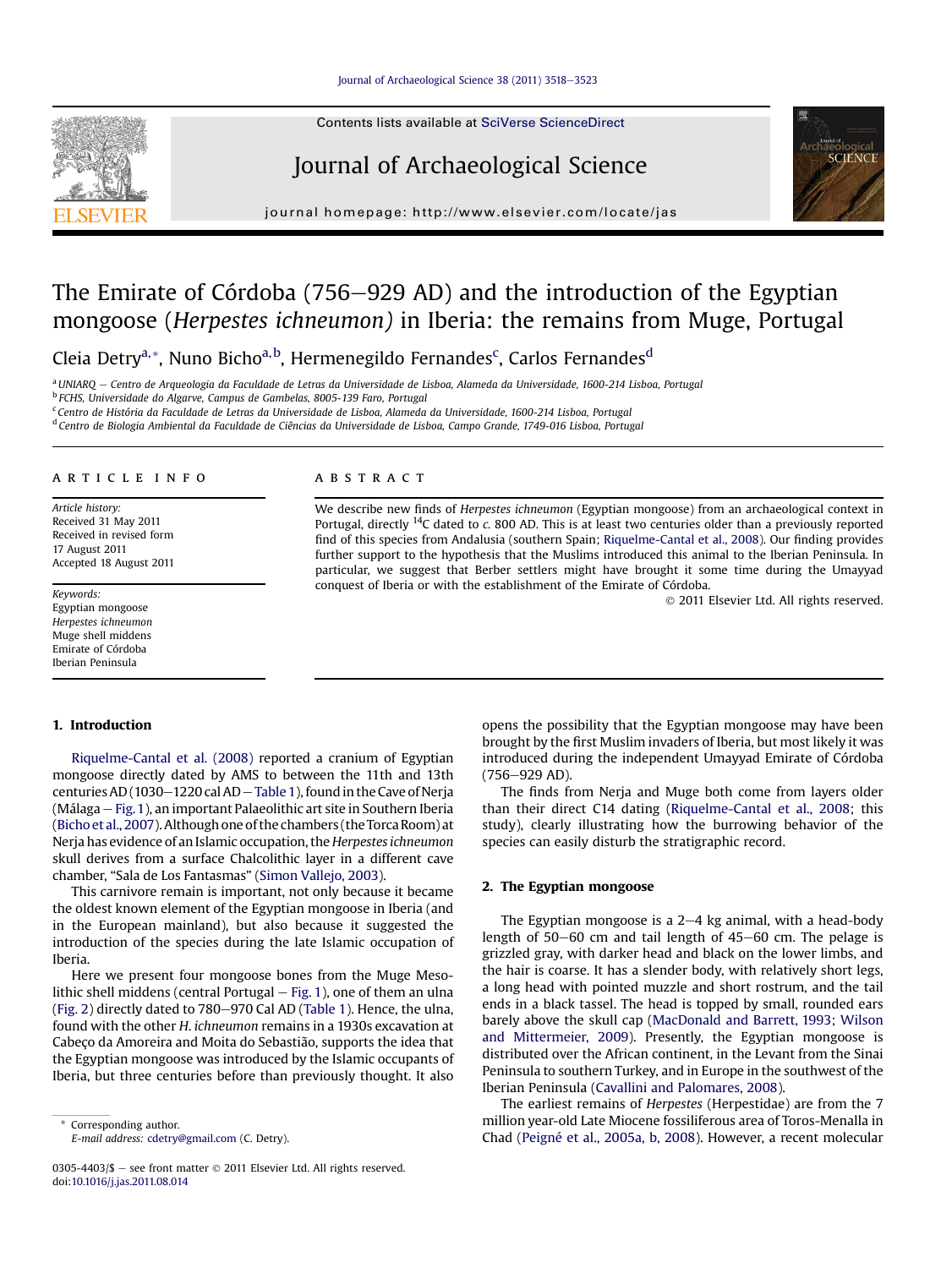# The Emirate of Córdoba (756–929 AD) and the introduction of the Egyptian mongoose (*Herpestes ichneumon*) in Iberia: the remains from Muge, Portugal

Cleia Detry[a,*], Nuno Bicho[a,b], Hermenegildo Fernandes[c], Carlos Fernandes[d]

[a] UNIARQ – Centro de Arqueologia da Faculdade de Letras da Universidade de Lisboa, Alameda da Universidade, 1600-214 Lisboa, Portugal
[b] FCHS, Universidade do Algarve, Campus de Gambelas, 8005-139 Faro, Portugal
[c] Centro de História da Faculdade de Letras da Universidade de Lisboa, Alameda da Universidade, 1600-214 Lisboa, Portugal
[d] Centro de Biologia Ambiental da Faculdade de Ciências da Universidade de Lisboa, Campo Grande, 1749-016 Lisboa, Portugal

**ARTICLE INFO**

*Article history:*
Received 31 May 2011
Received in revised form 17 August 2011
Accepted 18 August 2011

*Keywords:*
Egyptian mongoose
*Herpestes ichneumon*
Muge shell middens
Emirate of Córdoba
Iberian Peninsula

**ABSTRACT**

We describe new finds of *Herpestes ichneumon* (Egyptian mongoose) from an archaeological context in Portugal, directly $^{14}C$ dated to *c.* 800 AD. This is at least two centuries older than a previously reported find of this species from Andalusia (southern Spain; Riquelme-Cantal et al., 2008). Our finding provides further support to the hypothesis that the Muslims introduced this animal to the Iberian Peninsula. In particular, we suggest that Berber settlers might have brought it some time during the Umayyad conquest of Iberia or with the establishment of the Emirate of Córdoba.

© 2011 Elsevier Ltd. All rights reserved.

## 1. Introduction

Riquelme-Cantal et al. (2008) reported a cranium of Egyptian mongoose directly dated by AMS to between the 11th and 13th centuries AD (1030–1220 cal AD – Table 1), found in the Cave of Nerja (Málaga – Fig. 1), an important Palaeolithic art site in Southern Iberia (Bicho et al., 2007). Although one of the chambers (the Torca Room) at Nerja has evidence of an Islamic occupation, the *Herpestes ichneumon* skull derives from a surface Chalcolithic layer in a different cave chamber, "Sala de Los Fantasmas" (Simon Vallejo, 2003).

This carnivore remain is important, not only because it became the oldest known element of the Egyptian mongoose in Iberia (and in the European mainland), but also because it suggested the introduction of the species during the late Islamic occupation of Iberia.

Here we present four mongoose bones from the Muge Mesolithic shell middens (central Portugal – Fig. 1), one of them an ulna (Fig. 2) directly dated to 780–970 Cal AD (Table 1). Hence, the ulna, found with the other *H. ichneumon* remains in a 1930s excavation at Cabeço da Amoreira and Moita do Sebastião, supports the idea that the Egyptian mongoose was introduced by the Islamic occupants of Iberia, but three centuries before than previously thought. It also opens the possibility that the Egyptian mongoose may have been brought by the first Muslim invaders of Iberia, but most likely it was introduced during the independent Umayyad Emirate of Córdoba (756–929 AD).

The finds from Nerja and Muge both come from layers older than their direct C14 dating (Riquelme-Cantal et al., 2008; this study), clearly illustrating how the burrowing behavior of the species can easily disturb the stratigraphic record.

## 2. The Egyptian mongoose

The Egyptian mongoose is a 2–4 kg animal, with a head-body length of 50–60 cm and tail length of 45–60 cm. The pelage is grizzled gray, with darker head and black on the lower limbs, and the hair is coarse. It has a slender body, with relatively short legs, a long head with pointed muzzle and short rostrum, and the tail ends in a black tassel. The head is topped by small, rounded ears barely above the skull cap (MacDonald and Barrett, 1993; Wilson and Mittermeier, 2009). Presently, the Egyptian mongoose is distributed over the African continent, in the Levant from the Sinai Peninsula to southern Turkey, and in Europe in the southwest of the Iberian Peninsula (Cavallini and Palomares, 2008).

The earliest remains of *Herpestes* (Herpestidae) are from the 7 million year-old Late Miocene fossiliferous area of Toros-Menalla in Chad (Peigné et al., 2005a, b, 2008). However, a recent molecular

\* Corresponding author.
E-mail address: cdetry@gmail.com (C. Detry).

0305-4403/$ – see front matter © 2011 Elsevier Ltd. All rights reserved.
doi:10.1016/j.jas.2011.08.014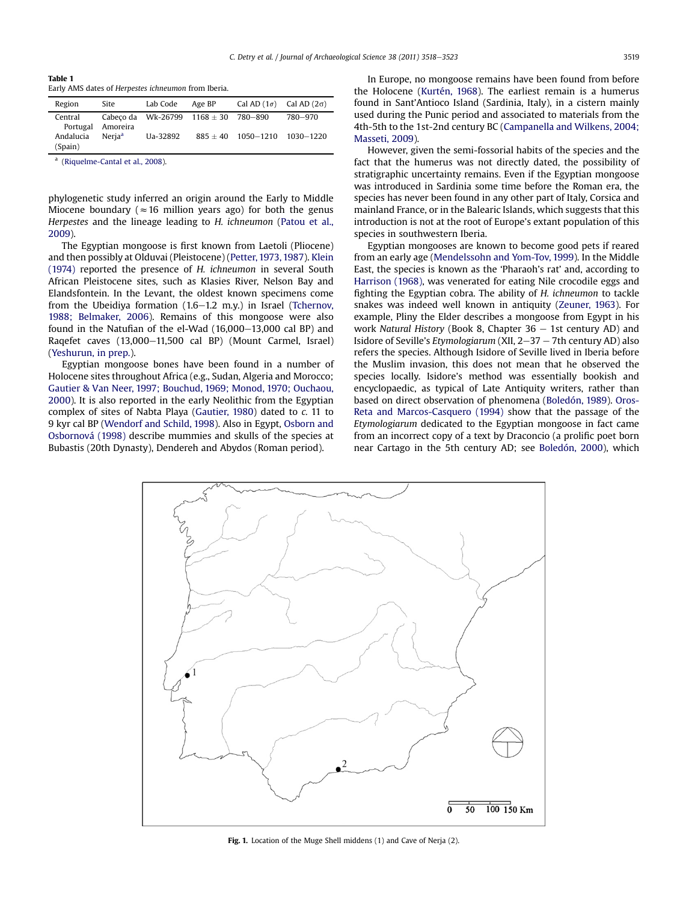**Table 1**
Early AMS dates of *Herpestes ichneumon* from Iberia.

| Region | Site | Lab Code | Age BP | Cal AD (1σ) | Cal AD (2σ) |
|---|---|---|---|---|---|
| Central Portugal | Cabeço da Amoreira | Wk-26799 | 1168 ± 30 | 780–890 | 780–970 |
| Andalucia (Spain) | Nerja[a] | Ua-32892 | 885 ± 40 | 1050–1210 | 1030–1220 |

[a] (Riquelme-Cantal et al., 2008).

phylogenetic study inferred an origin around the Early to Middle Miocene boundary (≈16 million years ago) for both the genus *Herpestes* and the lineage leading to *H. ichneumon* (Patou et al., 2009).

The Egyptian mongoose is first known from Laetoli (Pliocene) and then possibly at Olduvai (Pleistocene) (Petter, 1973, 1987). Klein (1974) reported the presence of *H. ichneumon* in several South African Pleistocene sites, such as Klasies River, Nelson Bay and Elandsfontein. In the Levant, the oldest known specimens come from the Ubeidiya formation (1.6–1.2 m.y.) in Israel (Tchernov, 1988; Belmaker, 2006). Remains of this mongoose were also found in the Natufian of the el-Wad (16,000–13,000 cal BP) and Raqefet caves (13,000–11,500 cal BP) (Mount Carmel, Israel) (Yeshurun, in prep.).

Egyptian mongoose bones have been found in a number of Holocene sites throughout Africa (e.g., Sudan, Algeria and Morocco; Gautier & Van Neer, 1997; Bouchud, 1969; Monod, 1970; Ouchaou, 2000). It is also reported in the early Neolithic from the Egyptian complex of sites of Nabta Playa (Gautier, 1980) dated to *c.* 11 to 9 kyr cal BP (Wendorf and Schild, 1998). Also in Egypt, Osborn and Osbornová (1998) describe mummies and skulls of the species at Bubastis (20th Dynasty), Dendereh and Abydos (Roman period).

In Europe, no mongoose remains have been found from before the Holocene (Kurtén, 1968). The earliest remain is a humerus found in Sant'Antioco Island (Sardinia, Italy), in a cistern mainly used during the Punic period and associated to materials from the 4th-5th to the 1st-2nd century BC (Campanella and Wilkens, 2004; Masseti, 2009).

However, given the semi-fossorial habits of the species and the fact that the humerus was not directly dated, the possibility of stratigraphic uncertainty remains. Even if the Egyptian mongoose was introduced in Sardinia some time before the Roman era, the species has never been found in any other part of Italy, Corsica and mainland France, or in the Balearic Islands, which suggests that this introduction is not at the root of Europe's extant population of this species in southwestern Iberia.

Egyptian mongooses are known to become good pets if reared from an early age (Mendelssohn and Yom-Tov, 1999). In the Middle East, the species is known as the 'Pharaoh's rat' and, according to Harrison (1968), was venerated for eating Nile crocodile eggs and fighting the Egyptian cobra. The ability of *H. ichneumon* to tackle snakes was indeed well known in antiquity (Zeuner, 1963). For example, Pliny the Elder describes a mongoose from Egypt in his work *Natural History* (Book 8, Chapter 36 – 1st century AD) and Isidore of Seville's *Etymologiarum* (XII, 2–37 – 7th century AD) also refers the species. Although Isidore of Seville lived in Iberia before the Muslim invasion, this does not mean that he observed the species locally. Isidore's method was essentially bookish and encyclopaedic, as typical of Late Antiquity writers, rather than based on direct observation of phenomena (Boledón, 1989). Oros-Reta and Marcos-Casquero (1994) show that the passage of the *Etymologiarum* dedicated to the Egyptian mongoose in fact came from an incorrect copy of a text by Draconcio (a prolific poet born near Cartago in the 5th century AD; see Boledón, 2000), which

**Fig. 1.** Location of the Muge Shell middens (1) and Cave of Nerja (2).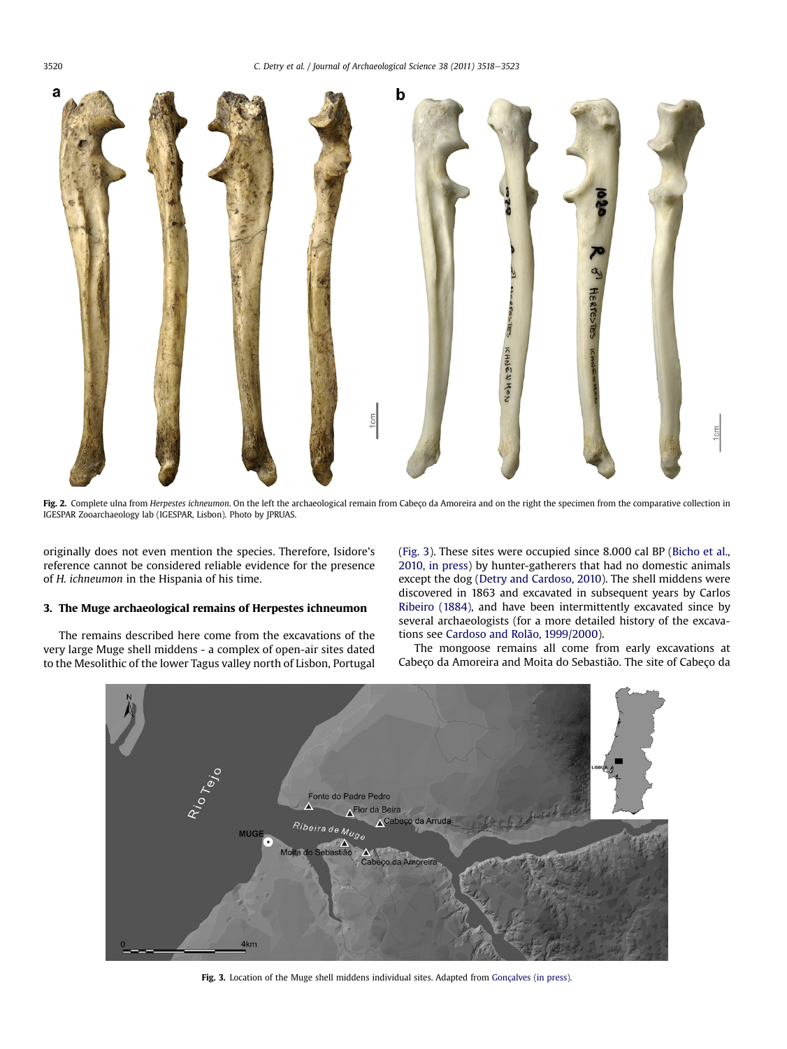Fig. 2. Complete ulna from *Herpestes ichneumon*. On the left the archaeological remain from Cabeço da Amoreira and on the right the specimen from the comparative collection in IGESPAR Zooarchaeology lab (IGESPAR, Lisbon). Photo by JPRUAS.

originally does not even mention the species. Therefore, Isidore's reference cannot be considered reliable evidence for the presence of *H. ichneumon* in the Hispania of his time.

## 3. The Muge archaeological remains of Herpestes ichneumon

The remains described here come from the excavations of the very large Muge shell middens - a complex of open-air sites dated to the Mesolithic of the lower Tagus valley north of Lisbon, Portugal (Fig. 3). These sites were occupied since 8.000 cal BP (Bicho et al., 2010, in press) by hunter-gatherers that had no domestic animals except the dog (Detry and Cardoso, 2010). The shell middens were discovered in 1863 and excavated in subsequent years by Carlos Ribeiro (1884), and have been intermittently excavated since by several archaeologists (for a more detailed history of the excavations see Cardoso and Rolão, 1999/2000).

The mongoose remains all come from early excavations at Cabeço da Amoreira and Moita do Sebastião. The site of Cabeço da

Fig. 3. Location of the Muge shell middens individual sites. Adapted from Gonçalves (in press).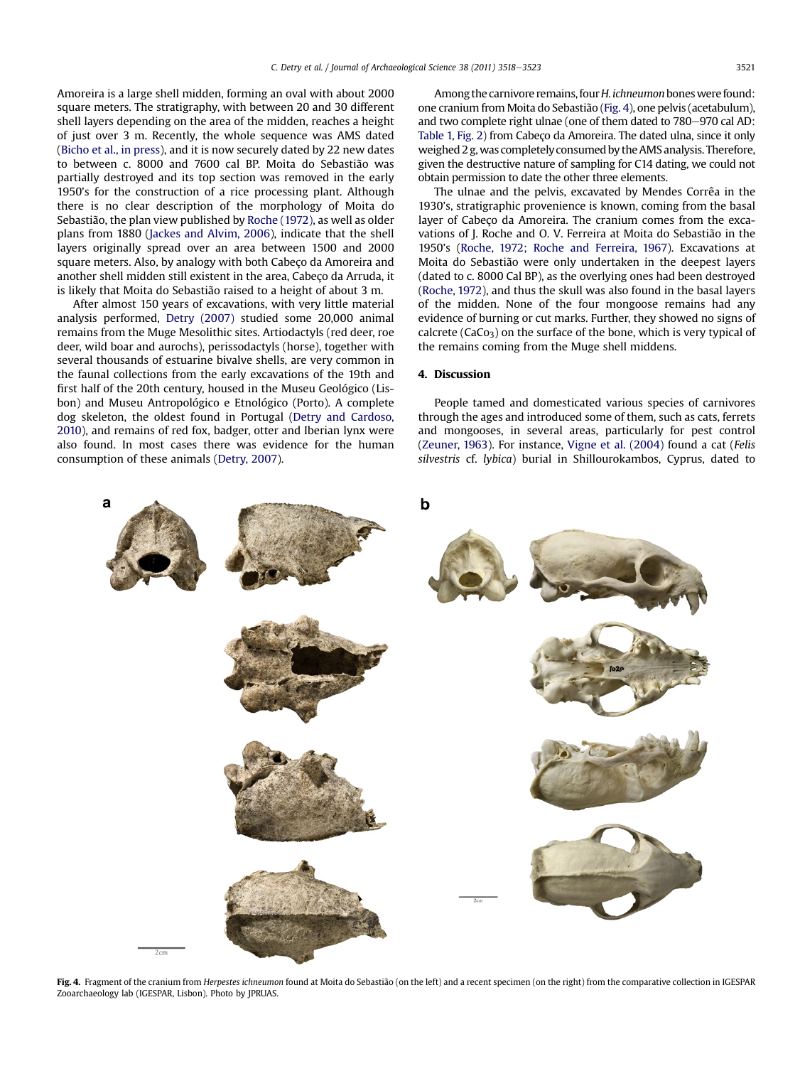Amoreira is a large shell midden, forming an oval with about 2000 square meters. The stratigraphy, with between 20 and 30 different shell layers depending on the area of the midden, reaches a height of just over 3 m. Recently, the whole sequence was AMS dated (Bicho et al., in press), and it is now securely dated by 22 new dates to between c. 8000 and 7600 cal BP. Moita do Sebastião was partially destroyed and its top section was removed in the early 1950's for the construction of a rice processing plant. Although there is no clear description of the morphology of Moita do Sebastião, the plan view published by Roche (1972), as well as older plans from 1880 (Jackes and Alvim, 2006), indicate that the shell layers originally spread over an area between 1500 and 2000 square meters. Also, by analogy with both Cabeço da Amoreira and another shell midden still existent in the area, Cabeço da Arruda, it is likely that Moita do Sebastião raised to a height of about 3 m.

After almost 150 years of excavations, with very little material analysis performed, Detry (2007) studied some 20,000 animal remains from the Muge Mesolithic sites. Artiodactyls (red deer, roe deer, wild boar and aurochs), perissodactyls (horse), together with several thousands of estuarine bivalve shells, are very common in the faunal collections from the early excavations of the 19th and first half of the 20th century, housed in the Museu Geológico (Lisbon) and Museu Antropológico e Etnológico (Porto). A complete dog skeleton, the oldest found in Portugal (Detry and Cardoso, 2010), and remains of red fox, badger, otter and Iberian lynx were also found. In most cases there was evidence for the human consumption of these animals (Detry, 2007).

Among the carnivore remains, four *H. ichneumon* bones were found: one cranium from Moita do Sebastião (Fig. 4), one pelvis (acetabulum), and two complete right ulnae (one of them dated to 780–970 cal AD: Table 1, Fig. 2) from Cabeço da Amoreira. The dated ulna, since it only weighed 2 g, was completely consumed by the AMS analysis. Therefore, given the destructive nature of sampling for C14 dating, we could not obtain permission to date the other three elements.

The ulnae and the pelvis, excavated by Mendes Corrêa in the 1930's, stratigraphic provenience is known, coming from the basal layer of Cabeço da Amoreira. The cranium comes from the excavations of J. Roche and O. V. Ferreira at Moita do Sebastião in the 1950's (Roche, 1972; Roche and Ferreira, 1967). Excavations at Moita do Sebastião were only undertaken in the deepest layers (dated to c. 8000 Cal BP), as the overlying ones had been destroyed (Roche, 1972), and thus the skull was also found in the basal layers of the midden. None of the four mongoose remains had any evidence of burning or cut marks. Further, they showed no signs of calcrete ($CaCo_3$) on the surface of the bone, which is very typical of the remains coming from the Muge shell middens.

## 4. Discussion

People tamed and domesticated various species of carnivores through the ages and introduced some of them, such as cats, ferrets and mongooses, in several areas, particularly for pest control (Zeuner, 1963). For instance, Vigne et al. (2004) found a cat (*Felis silvestris* cf. *lybica*) burial in Shillourokambos, Cyprus, dated to

**Fig. 4.** Fragment of the cranium from *Herpestes ichneumon* found at Moita do Sebastião (on the left) and a recent specimen (on the right) from the comparative collection in IGESPAR Zooarchaeology lab (IGESPAR, Lisbon). Photo by JPRUAS.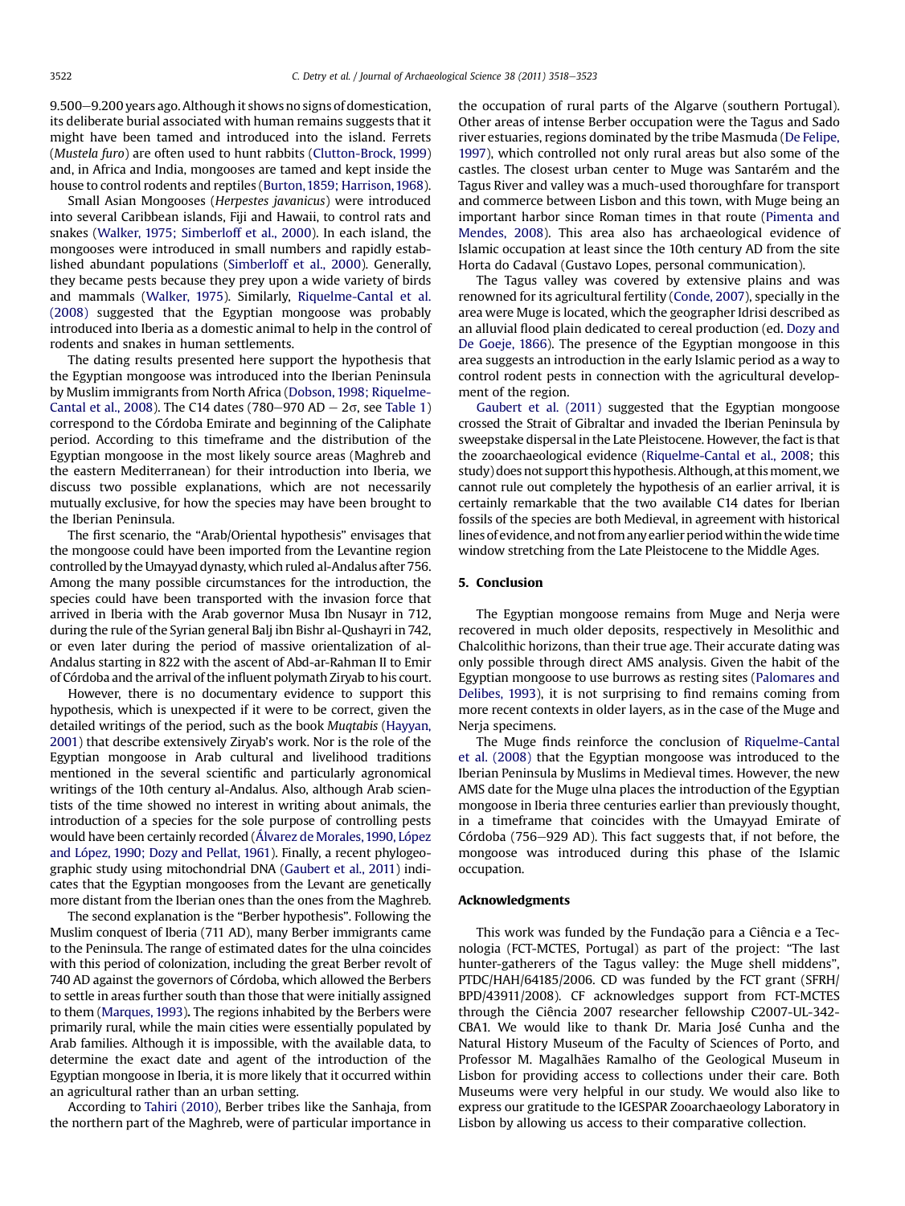9.500–9.200 years ago. Although it shows no signs of domestication, its deliberate burial associated with human remains suggests that it might have been tamed and introduced into the island. Ferrets (*Mustela furo*) are often used to hunt rabbits (Clutton-Brock, 1999) and, in Africa and India, mongooses are tamed and kept inside the house to control rodents and reptiles (Burton, 1859; Harrison, 1968).

Small Asian Mongooses (*Herpestes javanicus*) were introduced into several Caribbean islands, Fiji and Hawaii, to control rats and snakes (Walker, 1975; Simberloff et al., 2000). In each island, the mongooses were introduced in small numbers and rapidly established abundant populations (Simberloff et al., 2000). Generally, they became pests because they prey upon a wide variety of birds and mammals (Walker, 1975). Similarly, Riquelme-Cantal et al. (2008) suggested that the Egyptian mongoose was probably introduced into Iberia as a domestic animal to help in the control of rodents and snakes in human settlements.

The dating results presented here support the hypothesis that the Egyptian mongoose was introduced into the Iberian Peninsula by Muslim immigrants from North Africa (Dobson, 1998; Riquelme-Cantal et al., 2008). The C14 dates (780–970 AD – 2σ, see Table 1) correspond to the Córdoba Emirate and beginning of the Caliphate period. According to this timeframe and the distribution of the Egyptian mongoose in the most likely source areas (Maghreb and the eastern Mediterranean) for their introduction into Iberia, we discuss two possible explanations, which are not necessarily mutually exclusive, for how the species may have been brought to the Iberian Peninsula.

The first scenario, the "Arab/Oriental hypothesis" envisages that the mongoose could have been imported from the Levantine region controlled by the Umayyad dynasty, which ruled al-Andalus after 756. Among the many possible circumstances for the introduction, the species could have been transported with the invasion force that arrived in Iberia with the Arab governor Musa Ibn Nusayr in 712, during the rule of the Syrian general Balj ibn Bishr al-Qushayri in 742, or even later during the period of massive orientalization of al-Andalus starting in 822 with the ascent of Abd-ar-Rahman II to Emir of Córdoba and the arrival of the influent polymath Ziryab to his court.

However, there is no documentary evidence to support this hypothesis, which is unexpected if it were to be correct, given the detailed writings of the period, such as the book *Muqtabis* (Hayyan, 2001) that describe extensively Ziryab's work. Nor is the role of the Egyptian mongoose in Arab cultural and livelihood traditions mentioned in the several scientific and particularly agronomical writings of the 10th century al-Andalus. Also, although Arab scientists of the time showed no interest in writing about animals, the introduction of a species for the sole purpose of controlling pests would have been certainly recorded (Álvarez de Morales, 1990, López and López, 1990; Dozy and Pellat, 1961). Finally, a recent phylogeographic study using mitochondrial DNA (Gaubert et al., 2011) indicates that the Egyptian mongooses from the Levant are genetically more distant from the Iberian ones than the ones from the Maghreb.

The second explanation is the "Berber hypothesis". Following the Muslim conquest of Iberia (711 AD), many Berber immigrants came to the Peninsula. The range of estimated dates for the ulna coincides with this period of colonization, including the great Berber revolt of 740 AD against the governors of Córdoba, which allowed the Berbers to settle in areas further south than those that were initially assigned to them (Marques, 1993). The regions inhabited by the Berbers were primarily rural, while the main cities were essentially populated by Arab families. Although it is impossible, with the available data, to determine the exact date and agent of the introduction of the Egyptian mongoose in Iberia, it is more likely that it occurred within an agricultural rather than an urban setting.

According to Tahiri (2010), Berber tribes like the Sanhaja, from the northern part of the Maghreb, were of particular importance in the occupation of rural parts of the Algarve (southern Portugal). Other areas of intense Berber occupation were the Tagus and Sado river estuaries, regions dominated by the tribe Masmuda (De Felipe, 1997), which controlled not only rural areas but also some of the castles. The closest urban center to Muge was Santarém and the Tagus River and valley was a much-used thoroughfare for transport and commerce between Lisbon and this town, with Muge being an important harbor since Roman times in that route (Pimenta and Mendes, 2008). This area also has archaeological evidence of Islamic occupation at least since the 10th century AD from the site Horta do Cadaval (Gustavo Lopes, personal communication).

The Tagus valley was covered by extensive plains and was renowned for its agricultural fertility (Conde, 2007), specially in the area were Muge is located, which the geographer Idrisi described as an alluvial flood plain dedicated to cereal production (ed. Dozy and De Goeje, 1866). The presence of the Egyptian mongoose in this area suggests an introduction in the early Islamic period as a way to control rodent pests in connection with the agricultural development of the region.

Gaubert et al. (2011) suggested that the Egyptian mongoose crossed the Strait of Gibraltar and invaded the Iberian Peninsula by sweepstake dispersal in the Late Pleistocene. However, the fact is that the zooarchaeological evidence (Riquelme-Cantal et al., 2008; this study) does not support this hypothesis. Although, at this moment, we cannot rule out completely the hypothesis of an earlier arrival, it is certainly remarkable that the two available C14 dates for Iberian fossils of the species are both Medieval, in agreement with historical lines of evidence, and not from any earlier period within the wide time window stretching from the Late Pleistocene to the Middle Ages.

## 5. Conclusion

The Egyptian mongoose remains from Muge and Nerja were recovered in much older deposits, respectively in Mesolithic and Chalcolithic horizons, than their true age. Their accurate dating was only possible through direct AMS analysis. Given the habit of the Egyptian mongoose to use burrows as resting sites (Palomares and Delibes, 1993), it is not surprising to find remains coming from more recent contexts in older layers, as in the case of the Muge and Nerja specimens.

The Muge finds reinforce the conclusion of Riquelme-Cantal et al. (2008) that the Egyptian mongoose was introduced to the Iberian Peninsula by Muslims in Medieval times. However, the new AMS date for the Muge ulna places the introduction of the Egyptian mongoose in Iberia three centuries earlier than previously thought, in a timeframe that coincides with the Umayyad Emirate of Córdoba (756–929 AD). This fact suggests that, if not before, the mongoose was introduced during this phase of the Islamic occupation.

## Acknowledgments

This work was funded by the Fundação para a Ciência e a Tecnologia (FCT-MCTES, Portugal) as part of the project: "The last hunter-gatherers of the Tagus valley: the Muge shell middens", PTDC/HAH/64185/2006. CD was funded by the FCT grant (SFRH/BPD/43911/2008). CF acknowledges support from FCT-MCTES through the Ciência 2007 researcher fellowship C2007-UL-342-CBA1. We would like to thank Dr. Maria José Cunha and the Natural History Museum of the Faculty of Sciences of Porto, and Professor M. Magalhães Ramalho of the Geological Museum in Lisbon for providing access to collections under their care. Both Museums were very helpful in our study. We would also like to express our gratitude to the IGESPAR Zooarchaeology Laboratory in Lisbon by allowing us access to their comparative collection.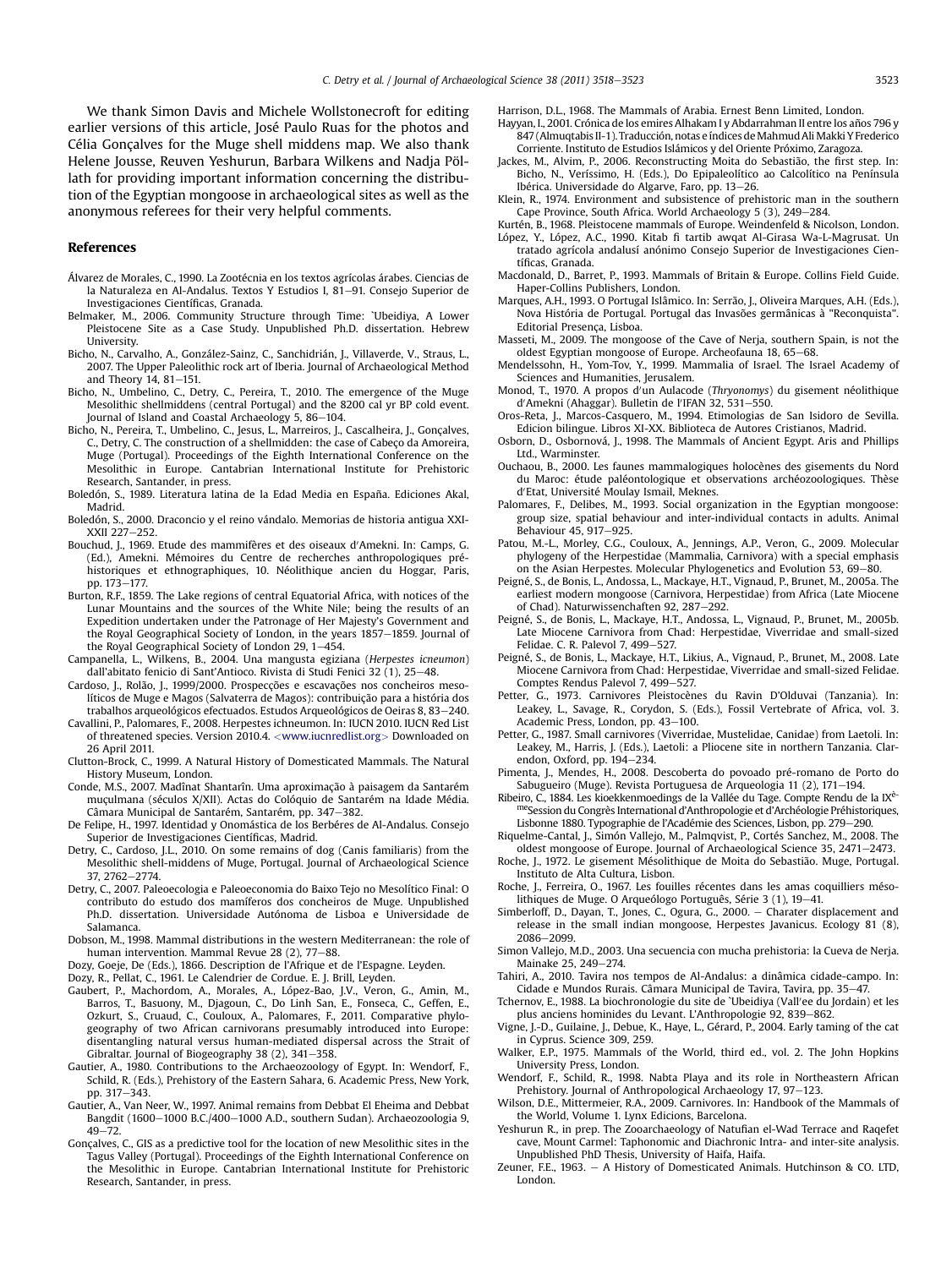We thank Simon Davis and Michele Wollstonecroft for editing earlier versions of this article, José Paulo Ruas for the photos and Célia Gonçalves for the Muge shell middens map. We also thank Helene Jousse, Reuven Yeshurun, Barbara Wilkens and Nadja Pöllath for providing important information concerning the distribution of the Egyptian mongoose in archaeological sites as well as the anonymous referees for their very helpful comments.

## References

Álvarez de Morales, C., 1990. La Zootécnia en los textos agrícolas árabes. Ciencias de la Naturaleza en Al-Andalus. Textos Y Estudios I, 81–91. Consejo Superior de Investigaciones Científicas, Granada.

Belmaker, M., 2006. Community Structure through Time: `Ubeidiya, A Lower Pleistocene Site as a Case Study. Unpublished Ph.D. dissertation. Hebrew University.

Bicho, N., Carvalho, A., González-Sainz, C., Sanchidrián, J., Villaverde, V., Straus, L., 2007. The Upper Paleolithic rock art of Iberia. Journal of Archaeological Method and Theory 14, 81–151.

Bicho, N., Umbelino, C., Detry, C., Pereira, T., 2010. The emergence of the Muge Mesolithic shellmiddens (central Portugal) and the 8200 cal yr BP cold event. Journal of Island and Coastal Archaeology 5, 86–104.

Bicho, N., Pereira, T., Umbelino, C., Jesus, L., Marreiros, J., Cascalheira, J., Gonçalves, C., Detry, C. The construction of a shellmidden: the case of Cabeço da Amoreira, Muge (Portugal). Proceedings of the Eighth International Conference on the Mesolithic in Europe. Cantabrian International Institute for Prehistoric Research, Santander, in press.

Boledón, S., 1989. Literatura latina de la Edad Media en España. Ediciones Akal, Madrid.

Boledón, S., 2000. Draconcio y el reino vándalo. Memorias de historia antigua XXI-XXII 227–252.

Bouchud, J., 1969. Etude des mammifères et des oiseaux d'Amekni. In: Camps, G. (Ed.), Amekni. Mémoires du Centre de recherches anthropologiques préhistoriques et ethnographiques, 10. Néolithique ancien du Hoggar, Paris, pp. 173–177.

Burton, R.F., 1859. The Lake regions of central Equatorial Africa, with notices of the Lunar Mountains and the sources of the White Nile; being the results of an Expedition undertaken under the Patronage of Her Majesty's Government and the Royal Geographical Society of London, in the years 1857–1859. Journal of the Royal Geographical Society of London 29, 1–454.

Campanella, L., Wilkens, B., 2004. Una mangusta egiziana (*Herpestes icneumon*) dall'abitato fenicio di Sant'Antioco. Rivista di Studi Fenici 32 (1), 25–48.

Cardoso, J., Rolão, J., 1999/2000. Prospecções e escavações nos concheiros mesolíticos de Muge e Magos (Salvaterra de Magos): contribuição para a história dos trabalhos arqueológicos efectuados. Estudos Arqueológicos de Oeiras 8, 83–240.

Cavallini, P., Palomares, F., 2008. Herpestes ichneumon. In: IUCN 2010. IUCN Red List of threatened species. Version 2010.4. <www.iucnredlist.org> Downloaded on 26 April 2011.

Clutton-Brock, C., 1999. A Natural History of Domesticated Mammals. The Natural History Museum, London.

Conde, M.S., 2007. Madînat Shantarîn. Uma aproximação à paisagem da Santarém muçulmana (séculos X/XII). Actas do Colóquio de Santarém na Idade Média. Câmara Municipal de Santarém, Santarém, pp. 347–382.

De Felipe, H., 1997. Identidad y Onomástica de los Berbéres de Al-Andalus. Consejo Superior de Investigaciones Científicas, Madrid.

Detry, C., Cardoso, J.L., 2010. On some remains of dog (Canis familiaris) from the Mesolithic shell-middens of Muge, Portugal. Journal of Archaeological Science 37, 2762–2774.

Detry, C., 2007. Paleoecologia e Paleoeconomia do Baixo Tejo no Mesolítico Final: O contributo do estudo dos mamíferos dos concheiros de Muge. Unpublished Ph.D. dissertation. Universidade Autónoma de Lisboa e Universidade de Salamanca.

Dobson, M., 1998. Mammal distributions in the western Mediterranean: the role of human intervention. Mammal Revue 28 (2), 77–88.

Dozy, Goeje, De (Eds.), 1866. Description de l'Afrique et de l'Espagne. Leyden.

Dozy, R., Pellat, C., 1961. Le Calendrier de Cordue. E. J. Brill, Leyden.

Gaubert, P., Machordom, A., Morales, A., López-Bao, J.V., Veron, G., Amin, M., Barros, T., Basuony, M., Djagoun, C., Do Linh San, E., Fonseca, C., Geffen, E., Ozkurt, S., Cruaud, C., Couloux, A., Palomares, F., 2011. Comparative phylogeography of two African carnivorans presumably introduced into Europe: disentangling natural versus human-mediated dispersal across the Strait of Gibraltar. Journal of Biogeography 38 (2), 341–358.

Gautier, A., 1980. Contributions to the Archaeozoology of Egypt. In: Wendorf, F., Schild, R. (Eds.), Prehistory of the Eastern Sahara, 6. Academic Press, New York, pp. 317–343.

Gautier, A., Van Neer, W., 1997. Animal remains from Debbat El Eheima and Debbat Bangdit (1600–1000 B.C./400–1000 A.D., southern Sudan). Archaeozoologia 9, 49–72.

Gonçalves, C., GIS as a predictive tool for the location of new Mesolithic sites in the Tagus Valley (Portugal). Proceedings of the Eighth International Conference on the Mesolithic in Europe. Cantabrian International Institute for Prehistoric Research, Santander, in press.

Harrison, D.L., 1968. The Mammals of Arabia. Ernest Benn Limited, London.

Hayyan, I., 2001. Crónica de los emires Alhakam I y Abdarrahman II entre los años 796 y 847 (Almuqtabis II-1). Traducción, notas e índices de Mahmud Ali Makki Y Frederico Corriente. Instituto de Estudios Islámicos y del Oriente Próximo, Zaragoza.

Jackes, M., Alvim, P., 2006. Reconstructing Moita do Sebastião, the first step. In: Bicho, N., Veríssimo, H. (Eds.), Do Epipaleolítico ao Calcolítico na Península Ibérica. Universidade do Algarve, Faro, pp. 13–26.

Klein, R., 1974. Environment and subsistence of prehistoric man in the southern Cape Province, South Africa. World Archaeology 5 (3), 249–284.

Kurtén, B., 1968. Pleistocene mammals of Europe. Weindenfeld & Nicolson, London.

López, Y., López, A.C., 1990. Kitab fi tartib awqat Al-Girasa Wa-L-Magrusat. Un tratado agrícola andalusí anónimo Consejo Superior de Investigaciones Científicas, Granada.

Macdonald, D., Barret, P., 1993. Mammals of Britain & Europe. Collins Field Guide. Haper-Collins Publishers, London.

Marques, A.H., 1993. O Portugal Islâmico. In: Serrão, J., Oliveira Marques, A.H. (Eds.), Nova História de Portugal. Portugal das Invasões germânicas à "Reconquista". Editorial Presença, Lisboa.

Masseti, M., 2009. The mongoose of the Cave of Nerja, southern Spain, is not the oldest Egyptian mongoose of Europe. Archeofauna 18, 65–68.

Mendelssohn, H., Yom-Tov, Y., 1999. Mammalia of Israel. The Israel Academy of Sciences and Humanities, Jerusalem.

Monod, T., 1970. A propos d'un Aulacode (*Thryonomys*) du gisement néolithique d'Amekni (Ahaggar). Bulletin de l'IFAN 32, 531–550.

Oros-Reta, J., Marcos-Casquero, M., 1994. Etimologías de San Isidoro de Sevilla. Edicion bilingue. Libros XI-XX. Biblioteca de Autores Cristianos, Madrid.

Osborn, D., Osbornová, J., 1998. The Mammals of Ancient Egypt. Aris and Phillips Ltd., Warminster.

Ouchaou, B., 2000. Les faunes mammalogiques holocènes des gisements du Nord du Maroc: étude paléontologique et observations archéozoologiques. Thèse d'Etat, Université Moulay Ismail, Meknes.

Palomares, F., Delibes, M., 1993. Social organization in the Egyptian mongoose: group size, spatial behaviour and inter-individual contacts in adults. Animal Behaviour 45, 917–925.

Patou, M.-L., Morley, C.G., Couloux, A., Jennings, A.P., Veron, G., 2009. Molecular phylogeny of the Herpestidae (Mammalia, Carnivora) with a special emphasis on the Asian Herpestes. Molecular Phylogenetics and Evolution 53, 69–80.

Peigné, S., de Bonis, L., Andossa, L., Mackaye, H.T., Vignaud, P., Brunet, M., 2005a. The earliest modern mongoose (Carnivora, Herpestidae) from Africa (Late Miocene of Chad). Naturwissenchaften 92, 287–292.

Peigné, S., de Bonis, L., Mackaye, H.T., Andossa, L., Vignaud, P., Brunet, M., 2005b. Late Miocene Carnivora from Chad: Herpestidae, Viverridae and small-sized Felidae. C. R. Palevol 7, 499–527.

Peigné, S., de Bonis, L., Mackaye, H.T., Likius, A., Vignaud, P., Brunet, M., 2008. Late Miocene Carnivora from Chad: Herpestidae, Viverridae and small-sized Felidae. Comptes Rendus Palevol 7, 499–527.

Petter, G., 1973. Carnivores Pleistocènes du Ravin D'Olduvai (Tanzania). In: Leakey, L., Savage, R., Corydon, S. (Eds.), Fossil Vertebrate of Africa, vol. 3. Academic Press, London, pp. 43–100.

Petter, G., 1987. Small carnivores (Viverridae, Mustelidae, Canidae) from Laetoli. In: Leakey, M., Harris, J. (Eds.), Laetoli: a Pliocene site in northern Tanzania. Clarendon, Oxford, pp. 194–234.

Pimenta, J., Mendes, H., 2008. Descoberta do povoado pré-romano de Porto do Sabugueiro (Muge). Revista Portuguesa de Arqueologia 11 (2), 171–194.

Ribeiro, C., 1884. Les kioekkenmoedings de la Vallée du Tage. Compte Rendu de la IX[ème] Session du Congrès International d'Anthropologie et d'Archéologie Préhistoriques, Lisbonne 1880. Typographie de l'Académie des Sciences, Lisbon, pp. 279–290.

Riquelme-Cantal, J., Simón Vallejo, M., Palmqvist, P., Cortés Sanchez, M., 2008. The oldest mongoose of Europe. Journal of Archaeological Science 35, 2471–2473.

Roche, J., 1972. Le gisement Mésolithique de Moita do Sebastião. Muge, Portugal. Instituto de Alta Cultura, Lisbon.

Roche, J., Ferreira, O., 1967. Les fouilles récentes dans les amas coquilliers mésolithiques de Muge. O Arqueólogo Português, Série 3 (1), 19–41.

Simberloff, D., Dayan, T., Jones, C., Ogura, G., 2000. – Charater displacement and release in the small indian mongoose, Herpestes Javanicus. Ecology 81 (8), 2086–2099.

Simon Vallejo, M.D., 2003. Una secuencia con mucha prehistoria: la Cueva de Nerja. Mainake 25, 249–274.

Tahiri, A., 2010. Tavira nos tempos de Al-Andalus: a dinâmica cidade-campo. In: Cidade e Mundos Rurais. Câmara Municipal de Tavira, Tavira, pp. 35–47.

Tchernov, E., 1988. La biochronologie du site de `Ubeidiya (Vall'ee du Jordain) et les plus anciens hominides du Levant. L'Anthropologie 92, 839–862.

Vigne, J.-D., Guilaine, J., Debue, K., Haye, L., Gérard, P., 2004. Early taming of the cat in Cyprus. Science 309, 259.

Walker, E.P., 1975. Mammals of the World, third ed., vol. 2. The John Hopkins University Press, London.

Wendorf, F., Schild, R., 1998. Nabta Playa and its role in Northeastern African Prehistory. Journal of Anthropological Archaeology 17, 97–123.

Wilson, D.E., Mittermeier, R.A., 2009. Carnivores. In: Handbook of the Mammals of the World, Volume 1. Lynx Edicions, Barcelona.

Yeshurun R., in prep. The Zooarchaeology of Natufian el-Wad Terrace and Raqefet cave, Mount Carmel: Taphonomic and Diachronic Intra- and inter-site analysis. Unpublished PhD Thesis, University of Haifa, Haifa.

Zeuner, F.E., 1963. – A History of Domesticated Animals. Hutchinson & CO. LTD, London.